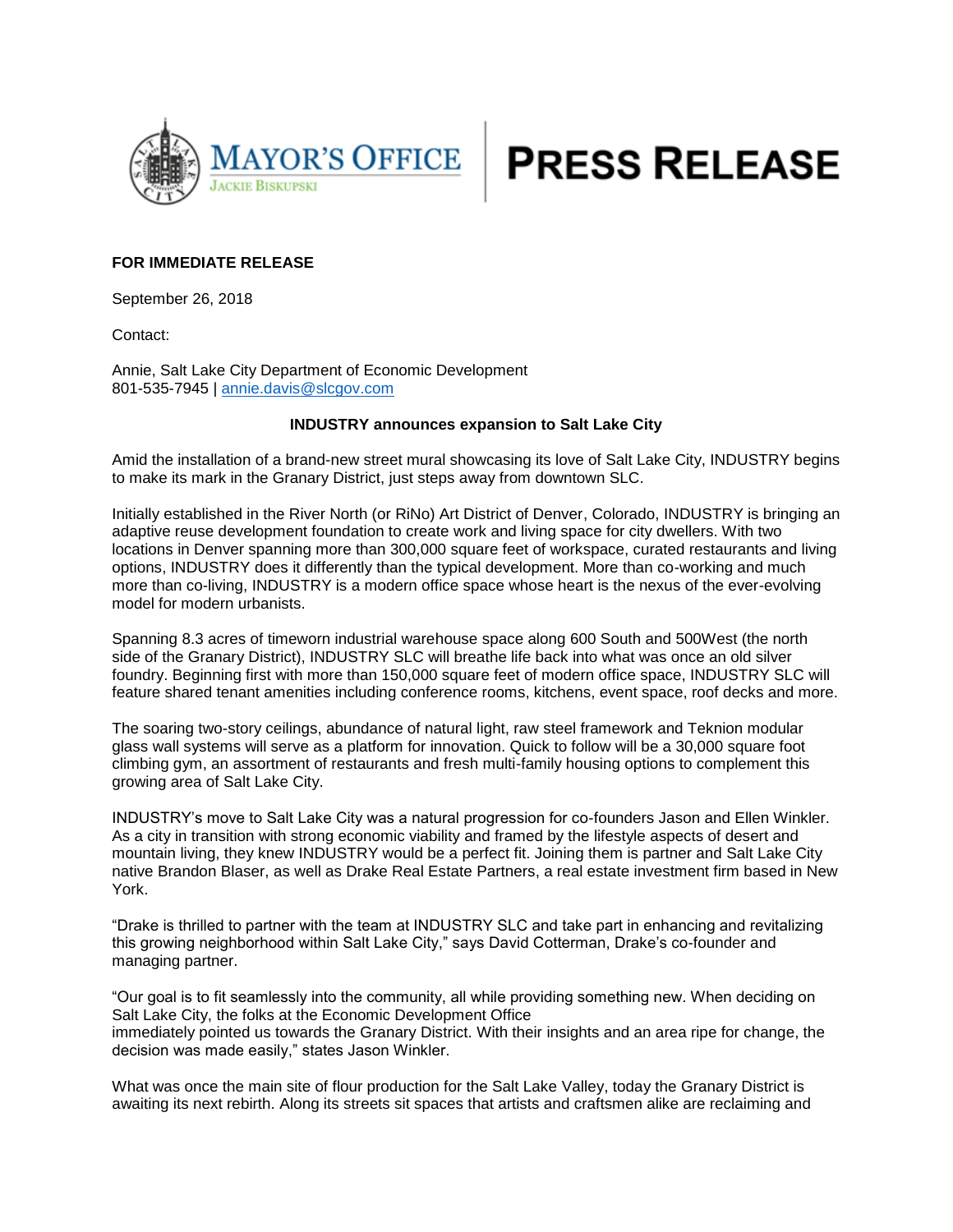MAYOR'S OFFICE
JACKIE BISKUPSKI

# PRESS RELEASE

**FOR IMMEDIATE RELEASE**

September 26, 2018

Contact:

Annie, Salt Lake City Department of Economic Development
801-535-7945 | annie.davis@slcgov.com

**INDUSTRY announces expansion to Salt Lake City**

Amid the installation of a brand-new street mural showcasing its love of Salt Lake City, INDUSTRY begins to make its mark in the Granary District, just steps away from downtown SLC.

Initially established in the River North (or RiNo) Art District of Denver, Colorado, INDUSTRY is bringing an adaptive reuse development foundation to create work and living space for city dwellers. With two locations in Denver spanning more than 300,000 square feet of workspace, curated restaurants and living options, INDUSTRY does it differently than the typical development. More than co-working and much more than co-living, INDUSTRY is a modern office space whose heart is the nexus of the ever-evolving model for modern urbanists.

Spanning 8.3 acres of timeworn industrial warehouse space along 600 South and 500West (the north side of the Granary District), INDUSTRY SLC will breathe life back into what was once an old silver foundry. Beginning first with more than 150,000 square feet of modern office space, INDUSTRY SLC will feature shared tenant amenities including conference rooms, kitchens, event space, roof decks and more.

The soaring two-story ceilings, abundance of natural light, raw steel framework and Teknion modular glass wall systems will serve as a platform for innovation. Quick to follow will be a 30,000 square foot climbing gym, an assortment of restaurants and fresh multi-family housing options to complement this growing area of Salt Lake City.

INDUSTRY's move to Salt Lake City was a natural progression for co-founders Jason and Ellen Winkler. As a city in transition with strong economic viability and framed by the lifestyle aspects of desert and mountain living, they knew INDUSTRY would be a perfect fit. Joining them is partner and Salt Lake City native Brandon Blaser, as well as Drake Real Estate Partners, a real estate investment firm based in New York.

"Drake is thrilled to partner with the team at INDUSTRY SLC and take part in enhancing and revitalizing this growing neighborhood within Salt Lake City," says David Cotterman, Drake's co-founder and managing partner.

"Our goal is to fit seamlessly into the community, all while providing something new. When deciding on Salt Lake City, the folks at the Economic Development Office immediately pointed us towards the Granary District. With their insights and an area ripe for change, the decision was made easily," states Jason Winkler.

What was once the main site of flour production for the Salt Lake Valley, today the Granary District is awaiting its next rebirth. Along its streets sit spaces that artists and craftsmen alike are reclaiming and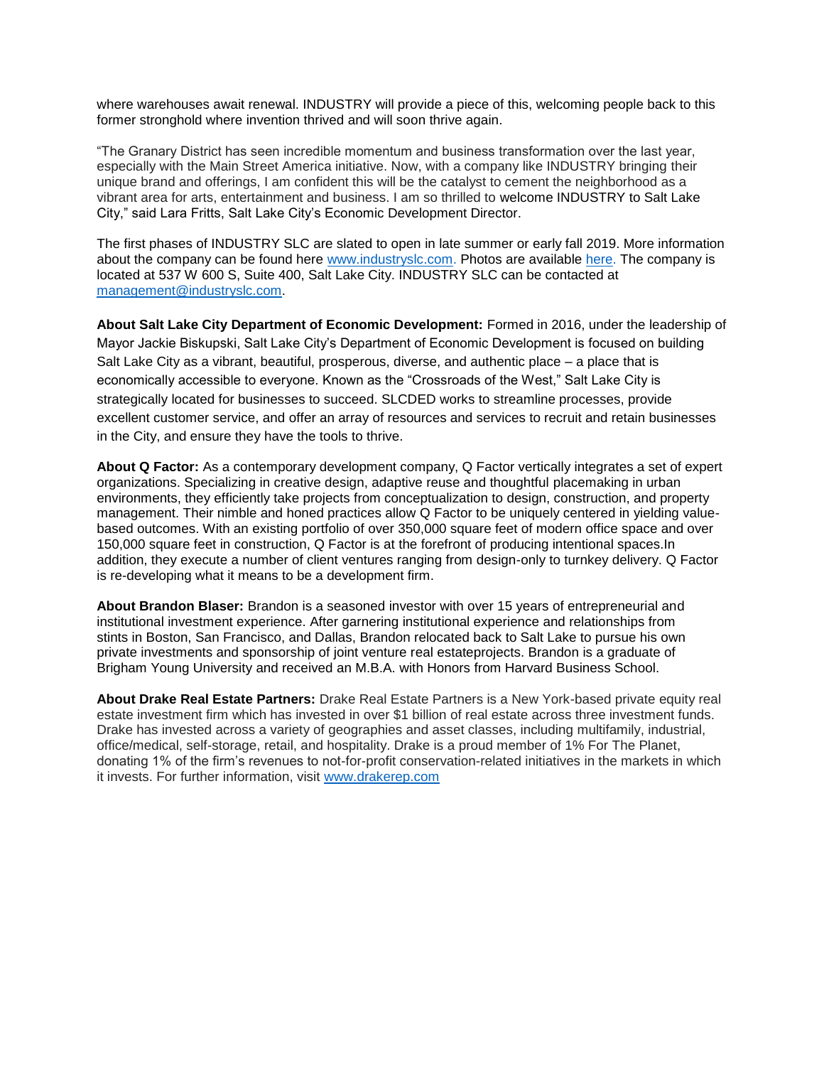where warehouses await renewal. INDUSTRY will provide a piece of this, welcoming people back to this former stronghold where invention thrived and will soon thrive again.

"The Granary District has seen incredible momentum and business transformation over the last year, especially with the Main Street America initiative. Now, with a company like INDUSTRY bringing their unique brand and offerings, I am confident this will be the catalyst to cement the neighborhood as a vibrant area for arts, entertainment and business. I am so thrilled to welcome INDUSTRY to Salt Lake City," said Lara Fritts, Salt Lake City's Economic Development Director.

The first phases of INDUSTRY SLC are slated to open in late summer or early fall 2019. More information about the company can be found here [www.industryslc.com](http://www.industryslc.com). Photos are available here. The company is located at 537 W 600 S, Suite 400, Salt Lake City. INDUSTRY SLC can be contacted at [management@industryslc.com](mailto:management@industryslc.com).

**About Salt Lake City Department of Economic Development:** Formed in 2016, under the leadership of Mayor Jackie Biskupski, Salt Lake City's Department of Economic Development is focused on building Salt Lake City as a vibrant, beautiful, prosperous, diverse, and authentic place – a place that is economically accessible to everyone. Known as the "Crossroads of the West," Salt Lake City is strategically located for businesses to succeed. SLCDED works to streamline processes, provide excellent customer service, and offer an array of resources and services to recruit and retain businesses in the City, and ensure they have the tools to thrive.

**About Q Factor:** As a contemporary development company, Q Factor vertically integrates a set of expert organizations. Specializing in creative design, adaptive reuse and thoughtful placemaking in urban environments, they efficiently take projects from conceptualization to design, construction, and property management. Their nimble and honed practices allow Q Factor to be uniquely centered in yielding value-based outcomes. With an existing portfolio of over 350,000 square feet of modern office space and over 150,000 square feet in construction, Q Factor is at the forefront of producing intentional spaces.In addition, they execute a number of client ventures ranging from design-only to turnkey delivery. Q Factor is re-developing what it means to be a development firm.

**About Brandon Blaser:** Brandon is a seasoned investor with over 15 years of entrepreneurial and institutional investment experience. After garnering institutional experience and relationships from stints in Boston, San Francisco, and Dallas, Brandon relocated back to Salt Lake to pursue his own private investments and sponsorship of joint venture real estateprojects. Brandon is a graduate of Brigham Young University and received an M.B.A. with Honors from Harvard Business School.

**About Drake Real Estate Partners:** Drake Real Estate Partners is a New York-based private equity real estate investment firm which has invested in over $1 billion of real estate across three investment funds. Drake has invested across a variety of geographies and asset classes, including multifamily, industrial, office/medical, self-storage, retail, and hospitality. Drake is a proud member of 1% For The Planet, donating 1% of the firm's revenues to not-for-profit conservation-related initiatives in the markets in which it invests. For further information, visit [www.drakerep.com](http://www.drakerep.com)